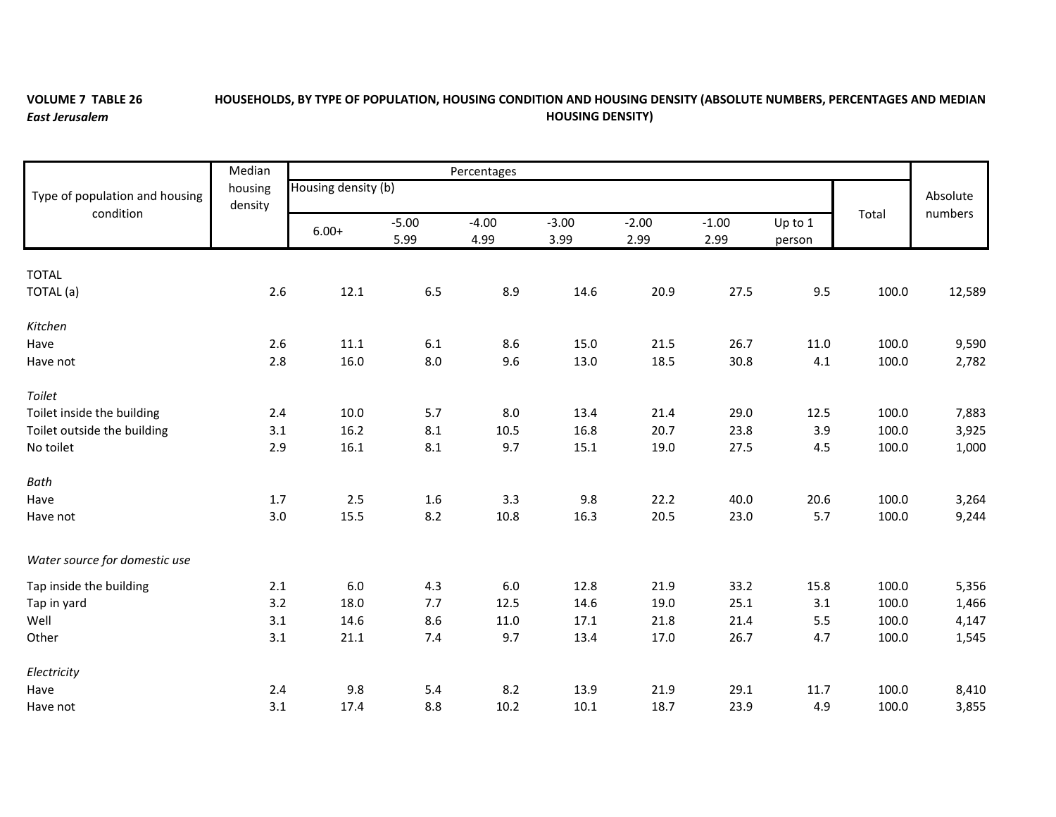**VOLUME 7 TABLE 26**
***East Jerusalem***

**HOUSEHOLDS, BY TYPE OF POPULATION, HOUSING CONDITION AND HOUSING DENSITY (ABSOLUTE NUMBERS, PERCENTAGES AND MEDIAN HOUSING DENSITY)**

| Type of population and housing condition | Median housing density | Percentages | | | | | | | | Absolute numbers |
|---|---|---|---|---|---|---|---|---|---|---|
| | | Housing density (b) | | | | | | | Total | |
| | | 6.00+ | -5.00 5.99 | -4.00 4.99 | -3.00 3.99 | -2.00 2.99 | -1.00 2.99 | Up to 1 person | | |
| TOTAL | | | | | | | | | | |
| TOTAL (a) | 2.6 | 12.1 | 6.5 | 8.9 | 14.6 | 20.9 | 27.5 | 9.5 | 100.0 | 12,589 |
| *Kitchen* | | | | | | | | | | |
| Have | 2.6 | 11.1 | 6.1 | 8.6 | 15.0 | 21.5 | 26.7 | 11.0 | 100.0 | 9,590 |
| Have not | 2.8 | 16.0 | 8.0 | 9.6 | 13.0 | 18.5 | 30.8 | 4.1 | 100.0 | 2,782 |
| *Toilet* | | | | | | | | | | |
| Toilet inside the building | 2.4 | 10.0 | 5.7 | 8.0 | 13.4 | 21.4 | 29.0 | 12.5 | 100.0 | 7,883 |
| Toilet outside the building | 3.1 | 16.2 | 8.1 | 10.5 | 16.8 | 20.7 | 23.8 | 3.9 | 100.0 | 3,925 |
| No toilet | 2.9 | 16.1 | 8.1 | 9.7 | 15.1 | 19.0 | 27.5 | 4.5 | 100.0 | 1,000 |
| *Bath* | | | | | | | | | | |
| Have | 1.7 | 2.5 | 1.6 | 3.3 | 9.8 | 22.2 | 40.0 | 20.6 | 100.0 | 3,264 |
| Have not | 3.0 | 15.5 | 8.2 | 10.8 | 16.3 | 20.5 | 23.0 | 5.7 | 100.0 | 9,244 |
| *Water source for domestic use* | | | | | | | | | | |
| Tap inside the building | 2.1 | 6.0 | 4.3 | 6.0 | 12.8 | 21.9 | 33.2 | 15.8 | 100.0 | 5,356 |
| Tap in yard | 3.2 | 18.0 | 7.7 | 12.5 | 14.6 | 19.0 | 25.1 | 3.1 | 100.0 | 1,466 |
| Well | 3.1 | 14.6 | 8.6 | 11.0 | 17.1 | 21.8 | 21.4 | 5.5 | 100.0 | 4,147 |
| Other | 3.1 | 21.1 | 7.4 | 9.7 | 13.4 | 17.0 | 26.7 | 4.7 | 100.0 | 1,545 |
| *Electricity* | | | | | | | | | | |
| Have | 2.4 | 9.8 | 5.4 | 8.2 | 13.9 | 21.9 | 29.1 | 11.7 | 100.0 | 8,410 |
| Have not | 3.1 | 17.4 | 8.8 | 10.2 | 10.1 | 18.7 | 23.9 | 4.9 | 100.0 | 3,855 |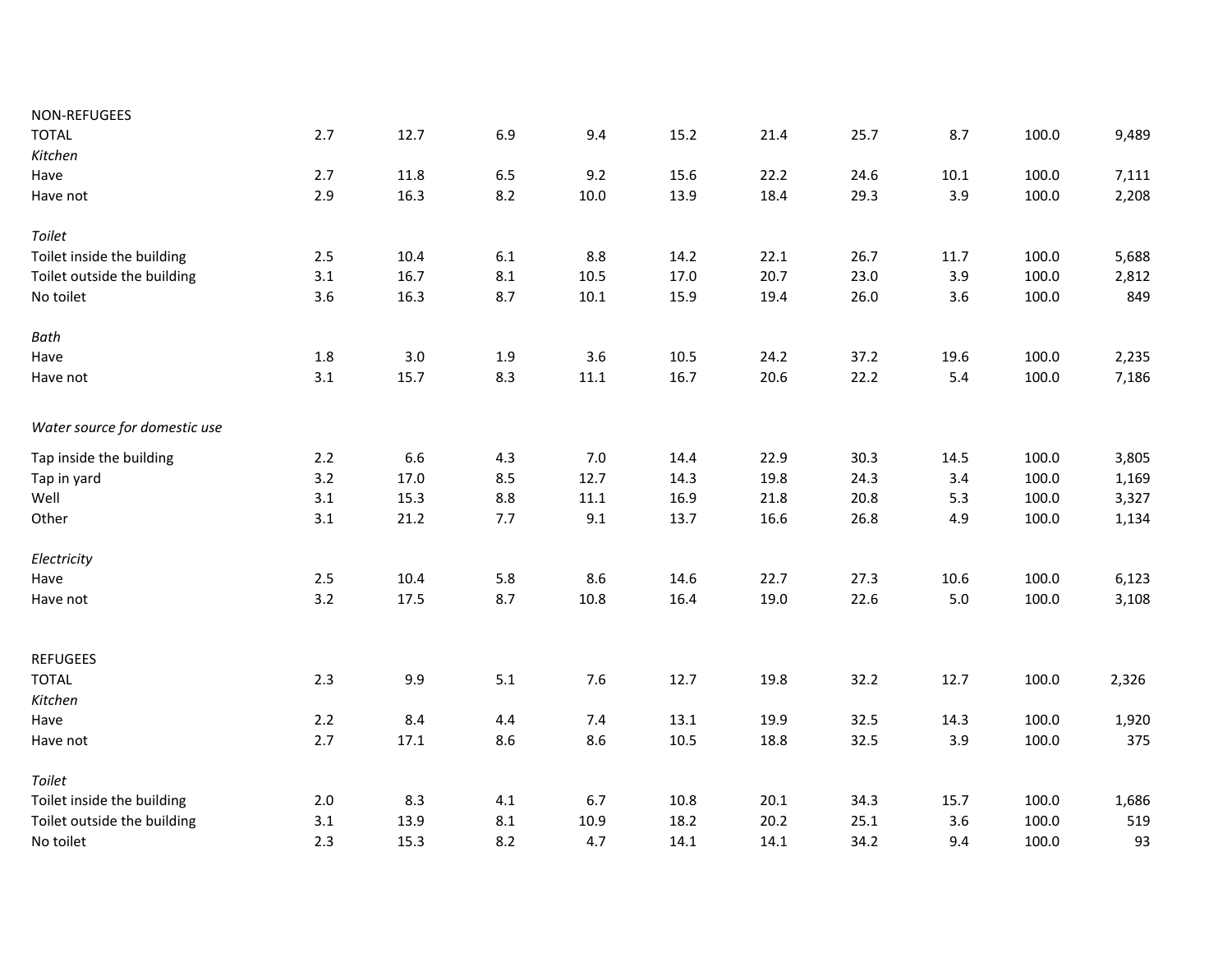| | | | | | | | | | | |
|---|---|---|---|---|---|---|---|---|---|---|
| NON-REFUGEES | | | | | | | | | | |
| TOTAL | 2.7 | 12.7 | 6.9 | 9.4 | 15.2 | 21.4 | 25.7 | 8.7 | 100.0 | 9,489 |
| *Kitchen* | | | | | | | | | | |
| Have | 2.7 | 11.8 | 6.5 | 9.2 | 15.6 | 22.2 | 24.6 | 10.1 | 100.0 | 7,111 |
| Have not | 2.9 | 16.3 | 8.2 | 10.0 | 13.9 | 18.4 | 29.3 | 3.9 | 100.0 | 2,208 |
| | | | | | | | | | | |
| *Toilet* | | | | | | | | | | |
| Toilet inside the building | 2.5 | 10.4 | 6.1 | 8.8 | 14.2 | 22.1 | 26.7 | 11.7 | 100.0 | 5,688 |
| Toilet outside the building | 3.1 | 16.7 | 8.1 | 10.5 | 17.0 | 20.7 | 23.0 | 3.9 | 100.0 | 2,812 |
| No toilet | 3.6 | 16.3 | 8.7 | 10.1 | 15.9 | 19.4 | 26.0 | 3.6 | 100.0 | 849 |
| | | | | | | | | | | |
| *Bath* | | | | | | | | | | |
| Have | 1.8 | 3.0 | 1.9 | 3.6 | 10.5 | 24.2 | 37.2 | 19.6 | 100.0 | 2,235 |
| Have not | 3.1 | 15.7 | 8.3 | 11.1 | 16.7 | 20.6 | 22.2 | 5.4 | 100.0 | 7,186 |
| | | | | | | | | | | |
| *Water source for domestic use* | | | | | | | | | | |
| Tap inside the building | 2.2 | 6.6 | 4.3 | 7.0 | 14.4 | 22.9 | 30.3 | 14.5 | 100.0 | 3,805 |
| Tap in yard | 3.2 | 17.0 | 8.5 | 12.7 | 14.3 | 19.8 | 24.3 | 3.4 | 100.0 | 1,169 |
| Well | 3.1 | 15.3 | 8.8 | 11.1 | 16.9 | 21.8 | 20.8 | 5.3 | 100.0 | 3,327 |
| Other | 3.1 | 21.2 | 7.7 | 9.1 | 13.7 | 16.6 | 26.8 | 4.9 | 100.0 | 1,134 |
| | | | | | | | | | | |
| *Electricity* | | | | | | | | | | |
| Have | 2.5 | 10.4 | 5.8 | 8.6 | 14.6 | 22.7 | 27.3 | 10.6 | 100.0 | 6,123 |
| Have not | 3.2 | 17.5 | 8.7 | 10.8 | 16.4 | 19.0 | 22.6 | 5.0 | 100.0 | 3,108 |
| | | | | | | | | | | |
| REFUGEES | | | | | | | | | | |
| TOTAL | 2.3 | 9.9 | 5.1 | 7.6 | 12.7 | 19.8 | 32.2 | 12.7 | 100.0 | 2,326 |
| *Kitchen* | | | | | | | | | | |
| Have | 2.2 | 8.4 | 4.4 | 7.4 | 13.1 | 19.9 | 32.5 | 14.3 | 100.0 | 1,920 |
| Have not | 2.7 | 17.1 | 8.6 | 8.6 | 10.5 | 18.8 | 32.5 | 3.9 | 100.0 | 375 |
| | | | | | | | | | | |
| *Toilet* | | | | | | | | | | |
| Toilet inside the building | 2.0 | 8.3 | 4.1 | 6.7 | 10.8 | 20.1 | 34.3 | 15.7 | 100.0 | 1,686 |
| Toilet outside the building | 3.1 | 13.9 | 8.1 | 10.9 | 18.2 | 20.2 | 25.1 | 3.6 | 100.0 | 519 |
| No toilet | 2.3 | 15.3 | 8.2 | 4.7 | 14.1 | 14.1 | 34.2 | 9.4 | 100.0 | 93 |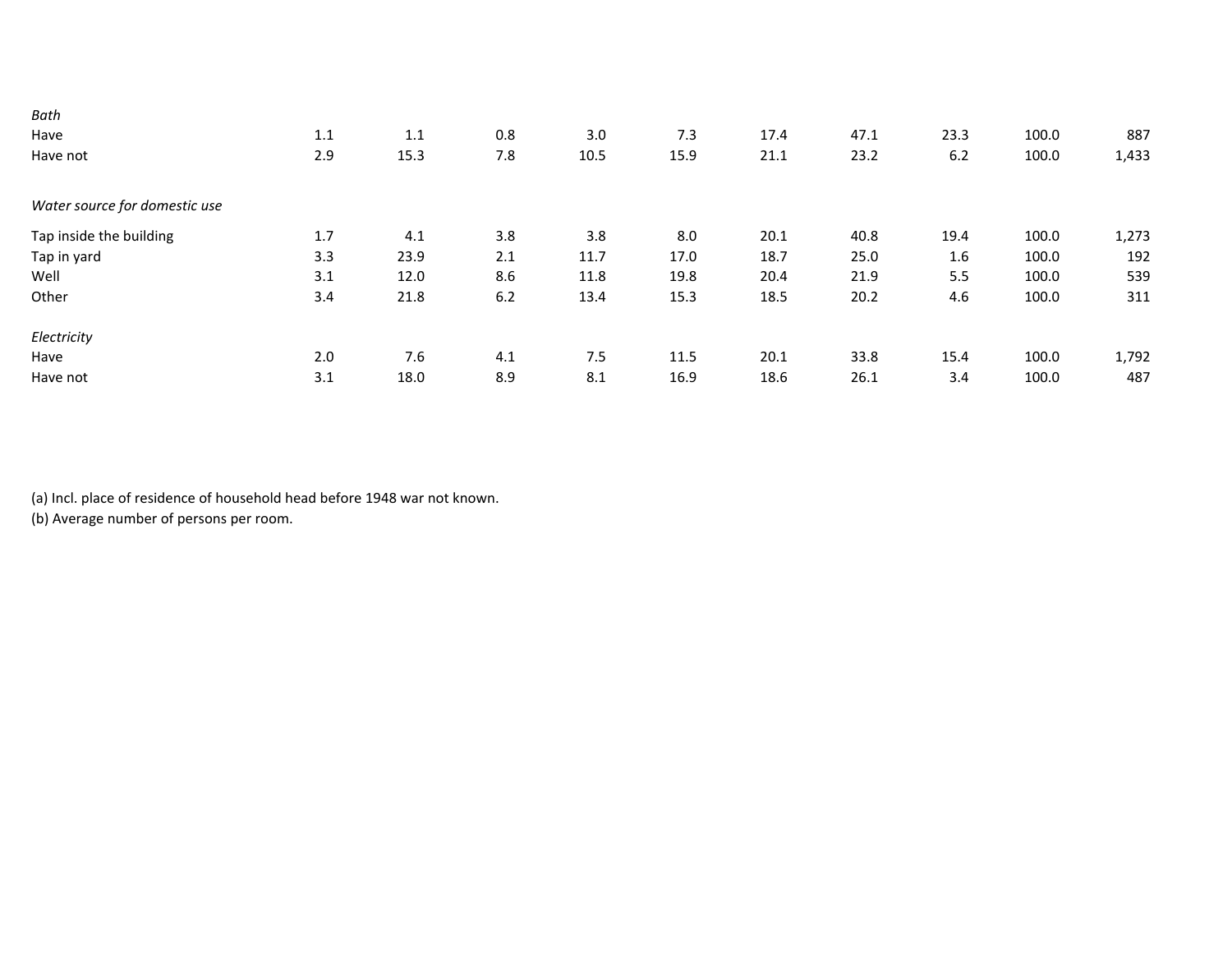| | | | | | | | | | | |
|---|---|---|---|---|---|---|---|---|---|---|
| *Bath* | | | | | | | | | | |
| Have | 1.1 | 1.1 | 0.8 | 3.0 | 7.3 | 17.4 | 47.1 | 23.3 | 100.0 | 887 |
| Have not | 2.9 | 15.3 | 7.8 | 10.5 | 15.9 | 21.1 | 23.2 | 6.2 | 100.0 | 1,433 |
| *Water source for domestic use* | | | | | | | | | | |
| Tap inside the building | 1.7 | 4.1 | 3.8 | 3.8 | 8.0 | 20.1 | 40.8 | 19.4 | 100.0 | 1,273 |
| Tap in yard | 3.3 | 23.9 | 2.1 | 11.7 | 17.0 | 18.7 | 25.0 | 1.6 | 100.0 | 192 |
| Well | 3.1 | 12.0 | 8.6 | 11.8 | 19.8 | 20.4 | 21.9 | 5.5 | 100.0 | 539 |
| Other | 3.4 | 21.8 | 6.2 | 13.4 | 15.3 | 18.5 | 20.2 | 4.6 | 100.0 | 311 |
| *Electricity* | | | | | | | | | | |
| Have | 2.0 | 7.6 | 4.1 | 7.5 | 11.5 | 20.1 | 33.8 | 15.4 | 100.0 | 1,792 |
| Have not | 3.1 | 18.0 | 8.9 | 8.1 | 16.9 | 18.6 | 26.1 | 3.4 | 100.0 | 487 |

(a) Incl. place of residence of household head before 1948 war not known.
(b) Average number of persons per room.